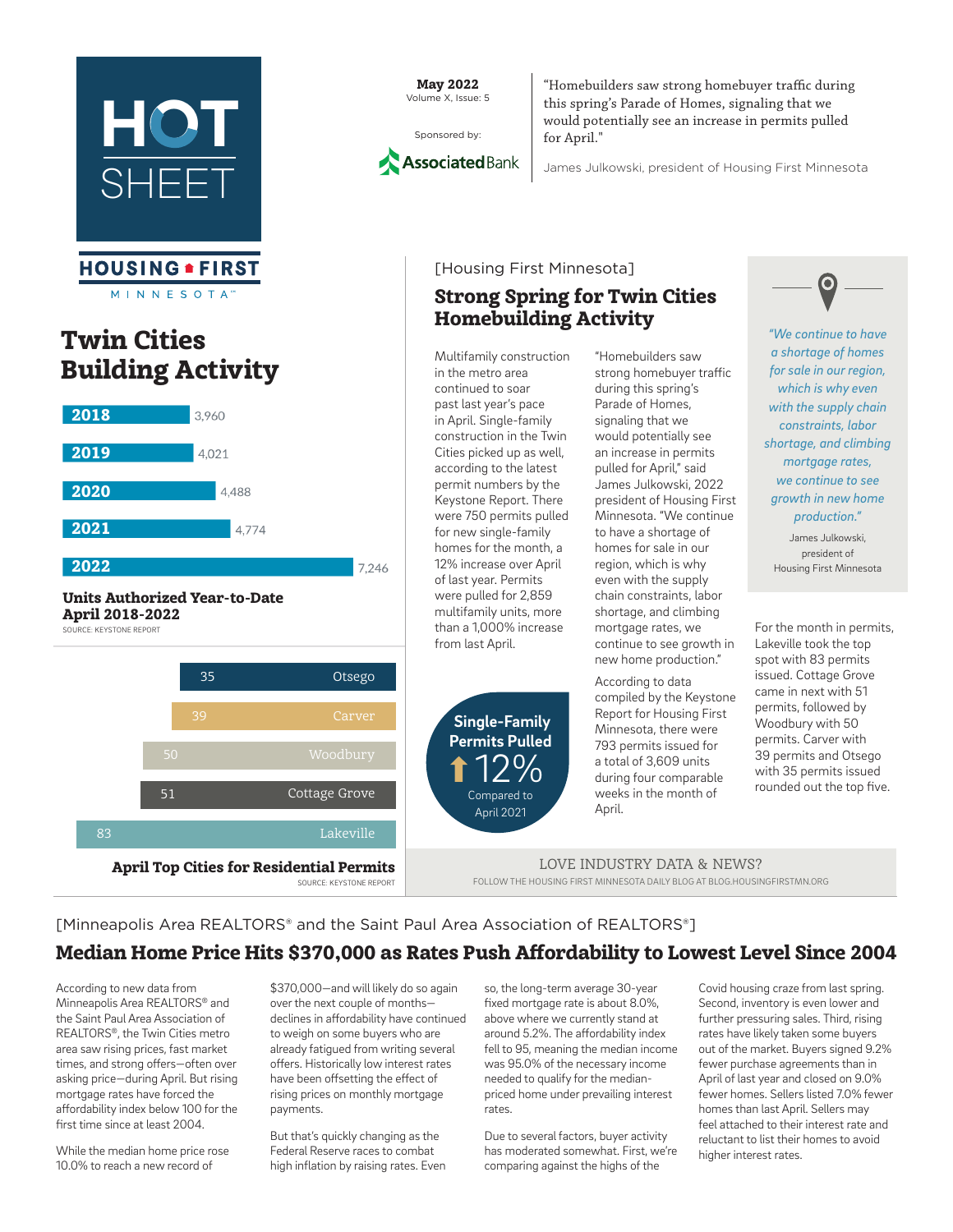# HOT SHEET

**May 2022**
Volume X, Issue: 5

Sponsored by: AssociatedBank

"Homebuilders saw strong homebuyer traffic during this spring's Parade of Homes, signaling that we would potentially see an increase in permits pulled for April."

James Julkowski, president of Housing First Minnesota

HOUSING FIRST MINNESOTA

## Twin Cities Building Activity

| Year | Units |
|---|---|
| 2018 | 3,960 |
| 2019 | 4,021 |
| 2020 | 4,488 |
| 2021 | 4,774 |
| 2022 | 7,246 |

**Units Authorized Year-to-Date April 2018-2022**
SOURCE: KEYSTONE REPORT

| City | Permits |
|---|---|
| Otsego | 35 |
| Carver | 39 |
| Woodbury | 50 |
| Cottage Grove | 51 |
| Lakeville | 83 |

**April Top Cities for Residential Permits**
SOURCE: KEYSTONE REPORT

[Housing First Minnesota]

## Strong Spring for Twin Cities Homebuilding Activity

Multifamily construction in the metro area continued to soar past last year's pace in April. Single-family construction in the Twin Cities picked up as well, according to the latest permit numbers by the Keystone Report. There were 750 permits pulled for new single-family homes for the month, a 12% increase over April of last year. Permits were pulled for 2,859 multifamily units, more than a 1,000% increase from last April.

"Homebuilders saw strong homebuyer traffic during this spring's Parade of Homes, signaling that we would potentially see an increase in permits pulled for April," said James Julkowski, 2022 president of Housing First Minnesota. "We continue to have a shortage of homes for sale in our region, which is why even with the supply chain constraints, labor shortage, and climbing mortgage rates, we continue to see growth in new home production."

According to data compiled by the Keystone Report for Housing First Minnesota, there were 793 permits issued for a total of 3,609 units during four comparable weeks in the month of April.

**Single-Family Permits Pulled**
↑ 12%
Compared to April 2021

*"We continue to have a shortage of homes for sale in our region, which is why even with the supply chain constraints, labor shortage, and climbing mortgage rates, we continue to see growth in new home production."*

James Julkowski, president of Housing First Minnesota

For the month in permits, Lakeville took the top spot with 83 permits issued. Cottage Grove came in next with 51 permits, followed by Woodbury with 50 permits. Carver with 39 permits and Otsego with 35 permits issued rounded out the top five.

LOVE INDUSTRY DATA & NEWS?
FOLLOW THE HOUSING FIRST MINNESOTA DAILY BLOG AT BLOG.HOUSINGFIRSTMN.ORG

[Minneapolis Area REALTORS® and the Saint Paul Area Association of REALTORS®]

## Median Home Price Hits $370,000 as Rates Push Affordability to Lowest Level Since 2004

According to new data from Minneapolis Area REALTORS® and the Saint Paul Area Association of REALTORS®, the Twin Cities metro area saw rising prices, fast market times, and strong offers—often over asking price—during April. But rising mortgage rates have forced the affordability index below 100 for the first time since at least 2004.

While the median home price rose 10.0% to reach a new record of $370,000—and will likely do so again over the next couple of months—declines in affordability have continued to weigh on some buyers who are already fatigued from writing several offers. Historically low interest rates have been offsetting the effect of rising prices on monthly mortgage payments.

But that's quickly changing as the Federal Reserve races to combat high inflation by raising rates. Even so, the long-term average 30-year fixed mortgage rate is about 8.0%, above where we currently stand at around 5.2%. The affordability index fell to 95, meaning the median income was 95.0% of the necessary income needed to qualify for the median-priced home under prevailing interest rates.

Due to several factors, buyer activity has moderated somewhat. First, we're comparing against the highs of the Covid housing craze from last spring. Second, inventory is even lower and further pressuring sales. Third, rising rates have likely taken some buyers out of the market. Buyers signed 9.2% fewer purchase agreements than in April of last year and closed on 9.0% fewer homes. Sellers listed 7.0% fewer homes than last April. Sellers may feel attached to their interest rate and reluctant to list their homes to avoid higher interest rates.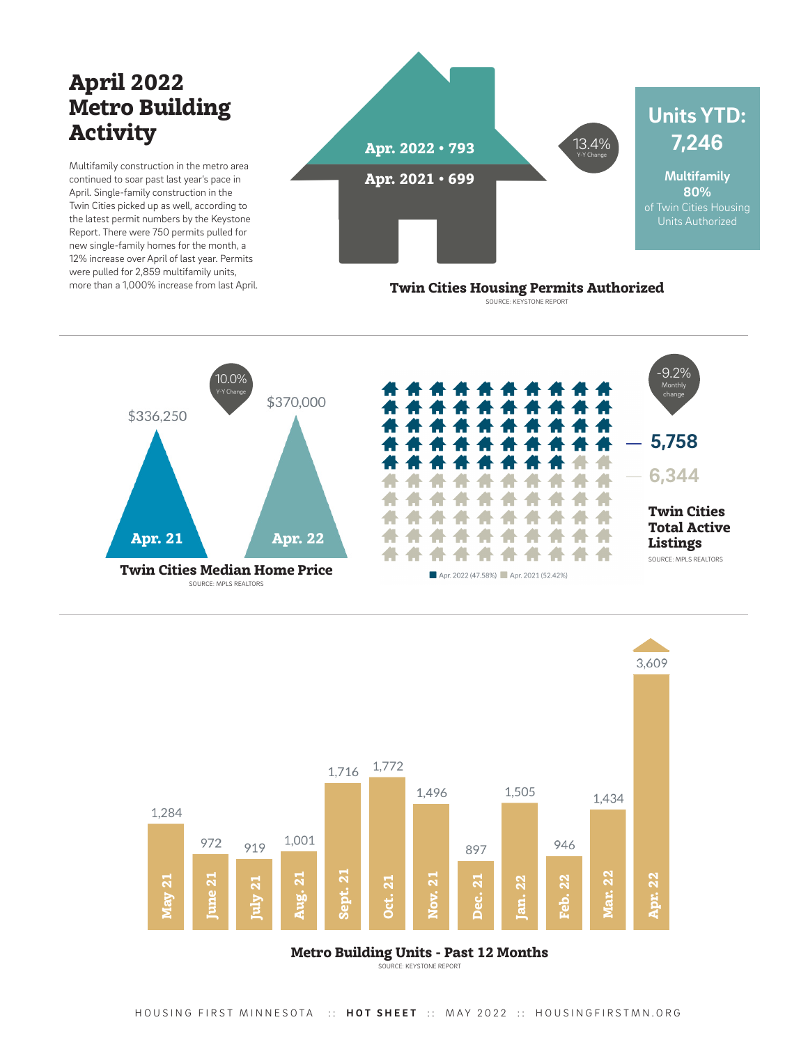# April 2022 Metro Building Activity

Multifamily construction in the metro area continued to soar past last year's pace in April. Single-family construction in the Twin Cities picked up as well, according to the latest permit numbers by the Keystone Report. There were 750 permits pulled for new single-family homes for the month, a 12% increase over April of last year. Permits were pulled for 2,859 multifamily units, more than a 1,000% increase from last April.

**Twin Cities Housing Permits Authorized**

SOURCE: KEYSTONE REPORT

- Apr. 2022 • 793
- Apr. 2021 • 699
- 13.4% Y-Y Change

**Units YTD: 7,246**

**Multifamily 80%** of Twin Cities Housing Units Authorized

**Twin Cities Median Home Price**

SOURCE: MPLS REALTORS

| | Median Home Price |
|---|---|
| Apr. 21 | $336,250 |
| Apr. 22 | $370,000 |

10.0% Y-Y Change

**Twin Cities Total Active Listings**

SOURCE: MPLS REALTORS

- Apr. 2022 (47.58%): 5,758
- Apr. 2021 (52.42%): 6,344
- -9.2% Monthly change

**Metro Building Units - Past 12 Months**

SOURCE: KEYSTONE REPORT

| Month | Units |
|---|---|
| May 21 | 1,284 |
| June 21 | 972 |
| July 21 | 919 |
| Aug. 21 | 1,001 |
| Sept. 21 | 1,716 |
| Oct. 21 | 1,772 |
| Nov. 21 | 1,496 |
| Dec. 21 | 897 |
| Jan. 22 | 1,505 |
| Feb. 22 | 946 |
| Mar. 22 | 1,434 |
| Apr. 22 | 3,609 |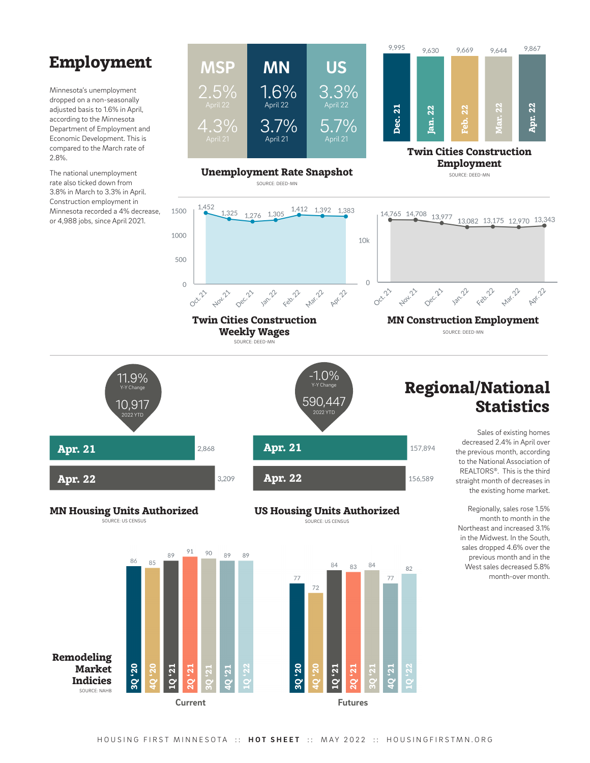# Employment

Minnesota's unemployment dropped on a non-seasonally adjusted basis to 1.6% in April, according to the Minnesota Department of Employment and Economic Development. This is compared to the March rate of 2.8%.

The national unemployment rate also ticked down from 3.8% in March to 3.3% in April. Construction employment in Minnesota recorded a 4% decrease, or 4,988 jobs, since April 2021.

### Unemployment Rate Snapshot

| | MSP | MN | US |
|---|---|---|---|
| April 22 | 2.5% | 1.6% | 3.3% |
| April 21 | 4.3% | 3.7% | 5.7% |

SOURCE: DEED-MN

### Twin Cities Construction Employment

| Dec. 21 | Jan. 22 | Feb. 22 | Mar. 22 | Apr. 22 |
|---|---|---|---|---|
| 9,995 | 9,630 | 9,669 | 9,644 | 9,867 |

SOURCE: DEED-MN

### Twin Cities Construction Weekly Wages

| Oct. 21 | Nov. 21 | Dec. 21 | Jan. 22 | Feb. 22 | Mar. 22 | Apr. 22 |
|---|---|---|---|---|---|---|
| 1,452 | 1,325 | 1,276 | 1,305 | 1,412 | 1,392 | 1,383 |

SOURCE: DEED-MN

### MN Construction Employment

| Oct. 21 | Nov. 21 | Dec. 21 | Jan. 22 | Feb. 22 | Mar. 22 | Apr. 22 |
|---|---|---|---|---|---|---|
| 14,765 | 14,708 | 13,977 | 13,082 | 13,175 | 12,970 | 13,343 |

SOURCE: DEED-MN

# Regional/National Statistics

Sales of existing homes decreased 2.4% in April over the previous month, according to the National Association of REALTORS®. This is the third straight month of decreases in the existing home market.

Regionally, sales rose 1.5% month to month in the Northeast and increased 3.1% in the Midwest. In the South, sales dropped 4.6% over the previous month and in the West sales decreased 5.8% month-over month.

### MN Housing Units Authorized

11.9% Y-Y Change | 10,917 2022 YTD

| | |
|---|---|
| Apr. 21 | 2,868 |
| Apr. 22 | 3,209 |

SOURCE: US CENSUS

### US Housing Units Authorized

-1.0% Y-Y Change | 590,447 2022 YTD

| | |
|---|---|
| Apr. 21 | 157,894 |
| Apr. 22 | 156,589 |

SOURCE: US CENSUS

### Remodeling Market Indicies

SOURCE: NAHB

| | 3Q '20 | 4Q '20 | 1Q '21 | 2Q '21 | 3Q '21 | 4Q '21 | 1Q '22 |
|---|---|---|---|---|---|---|---|
| Current | 86 | 85 | 89 | 91 | 90 | 89 | 89 |
| Futures | 77 | 72 | 84 | 83 | 84 | 77 | 82 |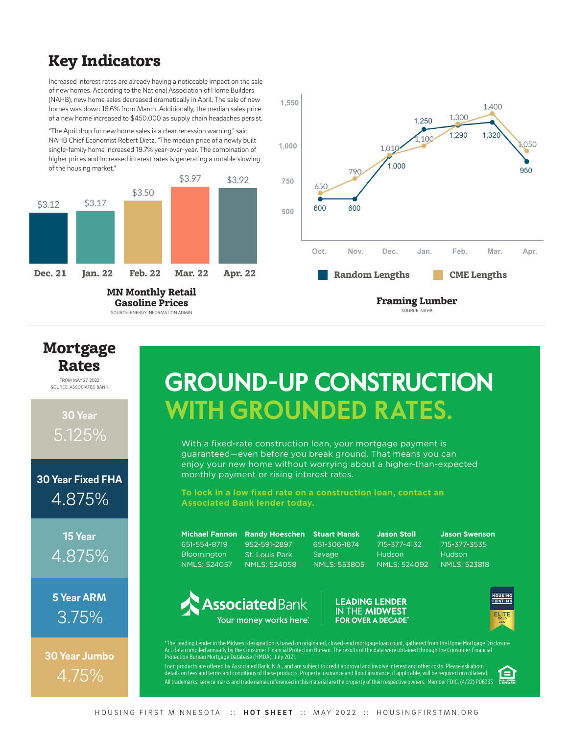## Key Indicators

Increased interest rates are already having a noticeable impact on the sale of new homes. According to the National Association of Home Builders (NAHB), new home sales decreased dramatically in April. The sale of new homes was down 16.6% from March. Additionally, the median sales price of a new home increased to $450,000 as supply chain headaches persist.

"The April drop for new home sales is a clear recession warning," said NAHB Chief Economist Robert Dietz. "The median price of a newly built single-family home increased 19.7% year-over-year. The combination of higher prices and increased interest rates is generating a notable slowing of the housing market."

$3.12 $3.17 $3.50 $3.97 $3.92

Dec. 21 Jan. 22 Feb. 22 Mar. 22 Apr. 22

**MN Monthly Retail Gasoline Prices**

SOURCE: ENERGY INFORMATION ADMIN

1,550
1,000
750
500

650 790 1,010 1,100 1,300 1,400 1,050

600 600 1,000 1,250 1,290 1,320 950

Oct. Nov. Dec. Jan. Feb. Mar. Apr.

Random Lengths CME Lengths

**Framing Lumber**

SOURCE: NAHB

## Mortgage Rates

FROM MAY 27, 2022
SOURCE: ASSOCIATED BANK

**30 Year**
5.125%

**30 Year Fixed FHA**
4.875%

**15 Year**
4.875%

**5 Year ARM**
3.75%

**30 Year Jumbo**
4.75%

# GROUND-UP CONSTRUCTION WITH GROUNDED RATES.

With a fixed-rate construction loan, your mortgage payment is guaranteed—even before you break ground. That means you can enjoy your new home without worrying about a higher-than-expected monthly payment or rising interest rates.

**To lock in a low fixed rate on a construction loan, contact an Associated Bank lender today.**

**Michael Fannon**
651-554-8719
Bloomington
NMLS: 524057

**Randy Hoeschen**
952-591-2897
St. Louis Park
NMLS: 524058

**Stuart Mansk**
651-306-1874
Savage
NMLS: 553805

**Jason Stoll**
715-377-4132
Hudson
NMLS: 524092

**Jason Swenson**
715-377-3535
Hudson
NMLS: 523818

Associated Bank
Your money works here.

LEADING LENDER IN THE MIDWEST FOR OVER A DECADE*

HOUSING FIRST MN ELITE GOLD 2022

*The Leading Lender in the Midwest designation is based on originated, closed-end mortgage loan count, gathered from the Home Mortgage Disclosure Act data compiled annually by the Consumer Financial Protection Bureau. The results of the data were obtained through the Consumer Financial Protection Bureau Mortgage Database (HMDA), July 2021.

Loan products are offered by Associated Bank, N.A., and are subject to credit approval and involve interest and other costs. Please ask about details on fees and terms and conditions of these products. Property insurance and flood insurance, if applicable, will be required on collateral. All trademarks, service marks and trade names referenced in this material are the property of their respective owners. Member FDIC. (4/22) P06333

EQUAL HOUSING LENDER